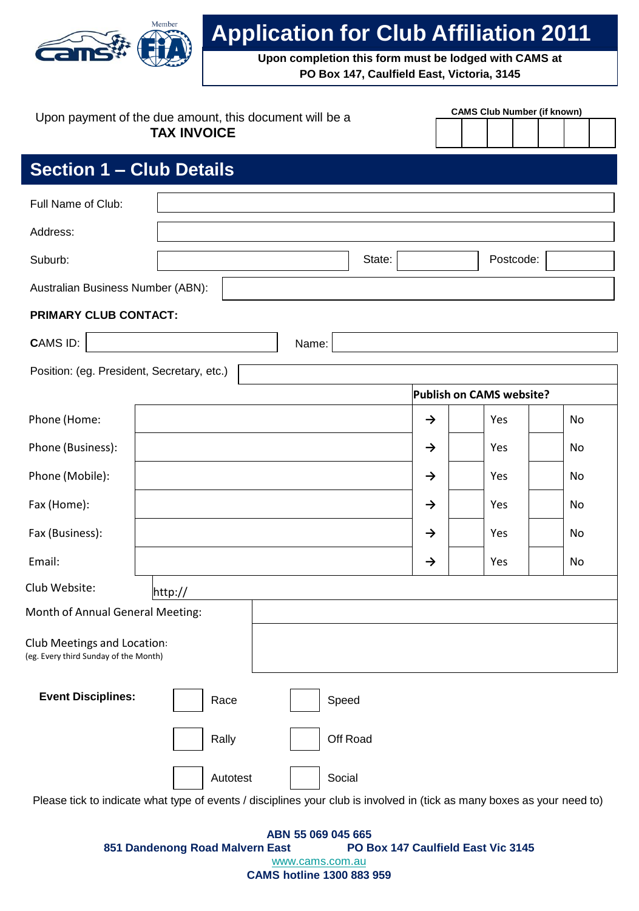# Application for Club Affiliation 2011

**Upon completion this form must be lodged with CAMS at PO Box 147, Caulfield East, Victoria, 3145**

Upon payment of the due amount, this document will be a **TAX INVOICE**

**CAMS Club Number (if known)**

| | | | | | | |
|---|---|---|---|---|---|---|
| | | | | | | |

## Section 1 – Club Details

Full Name of Club:

Address:

Suburb: State: Postcode:

Australian Business Number (ABN):

**PRIMARY CLUB CONTACT:**

CAMS ID: Name:

Position: (eg. President, Secretary, etc.)

| | | **Publish on CAMS website?** | | | | |
|---|---|---|---|---|---|---|
| Phone (Home: | | → | | Yes | | No |
| Phone (Business): | | → | | Yes | | No |
| Phone (Mobile): | | → | | Yes | | No |
| Fax (Home): | | → | | Yes | | No |
| Fax (Business): | | → | | Yes | | No |
| Email: | | → | | Yes | | No |

Club Website: http://

Month of Annual General Meeting:

Club Meetings and Location:
(eg. Every third Sunday of the Month)

**Event Disciplines:**

| | |
|---|---|
| ☐ Race | ☐ Speed |
| ☐ Rally | ☐ Off Road |
| ☐ Autotest | ☐ Social |

Please tick to indicate what type of events / disciplines your club is involved in (tick as many boxes as your need to)

**ABN 55 069 045 665**
**851 Dandenong Road Malvern East** **PO Box 147 Caulfield East Vic 3145**
www.cams.com.au
**CAMS hotline 1300 883 959**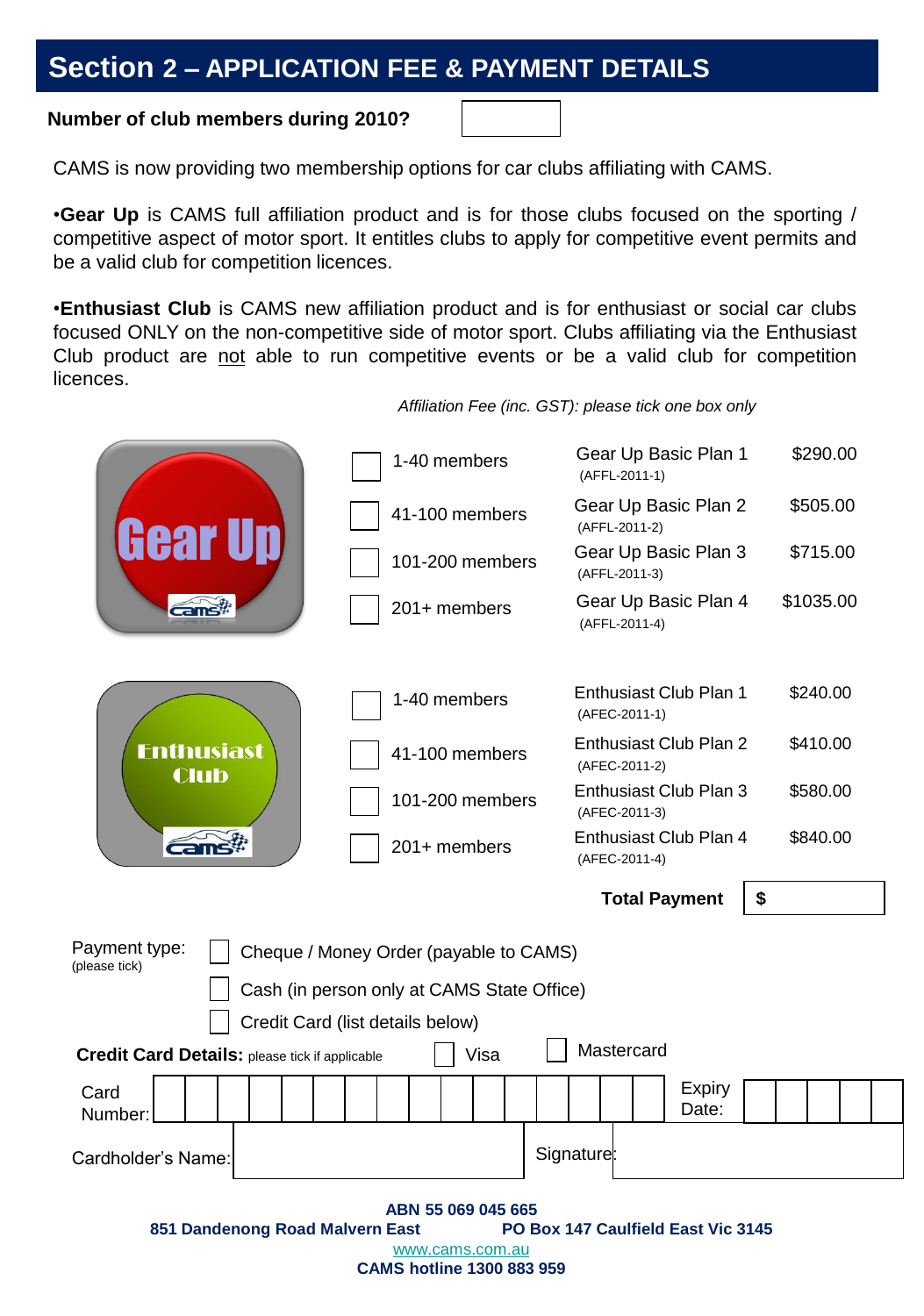## Section 2 – APPLICATION FEE & PAYMENT DETAILS

**Number of club members during 2010?** ☐

CAMS is now providing two membership options for car clubs affiliating with CAMS.

•**Gear Up** is CAMS full affiliation product and is for those clubs focused on the sporting / competitive aspect of motor sport. It entitles clubs to apply for competitive event permits and be a valid club for competition licences.

•**Enthusiast Club** is CAMS new affiliation product and is for enthusiast or social car clubs focused ONLY on the non-competitive side of motor sport. Clubs affiliating via the Enthusiast Club product are not able to run competitive events or be a valid club for competition licences.

*Affiliation Fee (inc. GST): please tick one box only*

| | | | Plan | Fee |
|---|---|---|---|---|
| Gear Up | ☐ | 1-40 members | Gear Up Basic Plan 1 (AFFL-2011-1) | $290.00 |
| | ☐ | 41-100 members | Gear Up Basic Plan 2 (AFFL-2011-2) | $505.00 |
| | ☐ | 101-200 members | Gear Up Basic Plan 3 (AFFL-2011-3) | $715.00 |
| | ☐ | 201+ members | Gear Up Basic Plan 4 (AFFL-2011-4) | $1035.00 |
| Enthusiast Club | ☐ | 1-40 members | Enthusiast Club Plan 1 (AFEC-2011-1) | $240.00 |
| | ☐ | 41-100 members | Enthusiast Club Plan 2 (AFEC-2011-2) | $410.00 |
| | ☐ | 101-200 members | Enthusiast Club Plan 3 (AFEC-2011-3) | $580.00 |
| | ☐ | 201+ members | Enthusiast Club Plan 4 (AFEC-2011-4) | $840.00 |

**Total Payment** $

Payment type: (please tick)
- ☐ Cheque / Money Order (payable to CAMS)
- ☐ Cash (in person only at CAMS State Office)
- ☐ Credit Card (list details below)

**Credit Card Details:** please tick if applicable ☐ Visa ☐ Mastercard

Card Number: | | | | | | | | | | | | | | | | | Expiry Date: | | | |

Cardholder's Name: ____________ Signature: ____________

**ABN 55 069 045 665**
**851 Dandenong Road Malvern East** **PO Box 147 Caulfield East Vic 3145**
www.cams.com.au
**CAMS hotline 1300 883 959**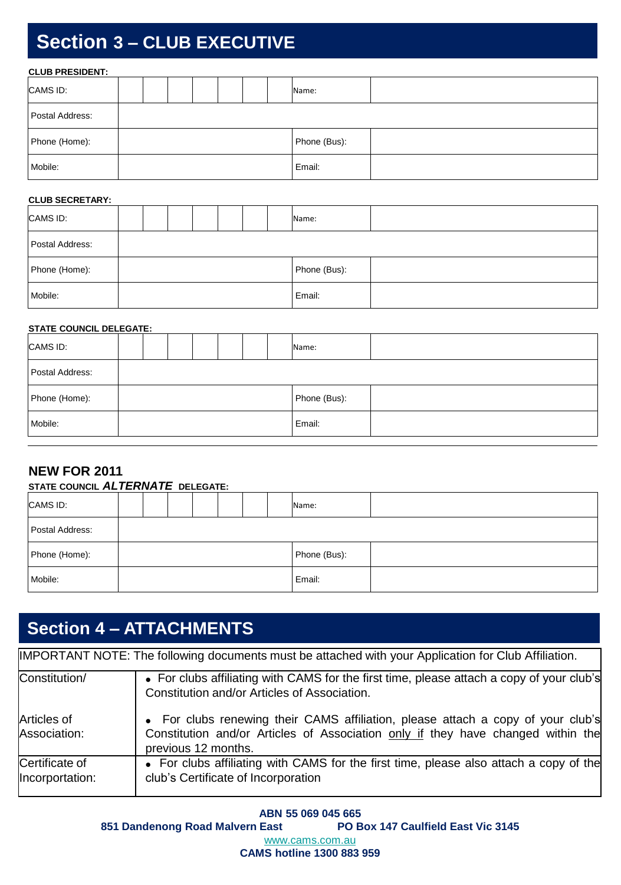## Section 3 – CLUB EXECUTIVE

**CLUB PRESIDENT:**

| CAMS ID: | | | | | | | | Name: | |
|---|---|---|---|---|---|---|---|---|---|
| Postal Address: | | | | | | | | | |
| Phone (Home): | | | | | | | | Phone (Bus): | |
| Mobile: | | | | | | | | Email: | |

**CLUB SECRETARY:**

| CAMS ID: | | | | | | | | Name: | |
|---|---|---|---|---|---|---|---|---|---|
| Postal Address: | | | | | | | | | |
| Phone (Home): | | | | | | | | Phone (Bus): | |
| Mobile: | | | | | | | | Email: | |

**STATE COUNCIL DELEGATE:**

| CAMS ID: | | | | | | | | Name: | |
|---|---|---|---|---|---|---|---|---|---|
| Postal Address: | | | | | | | | | |
| Phone (Home): | | | | | | | | Phone (Bus): | |
| Mobile: | | | | | | | | Email: | |

### NEW FOR 2011

**STATE COUNCIL *ALTERNATE* DELEGATE:**

| CAMS ID: | | | | | | | | Name: | |
|---|---|---|---|---|---|---|---|---|---|
| Postal Address: | | | | | | | | | |
| Phone (Home): | | | | | | | | Phone (Bus): | |
| Mobile: | | | | | | | | Email: | |

## Section 4 – ATTACHMENTS

| IMPORTANT NOTE: The following documents must be attached with your Application for Club Affiliation. | |
|---|---|
| Constitution/ Articles of Association: | • For clubs affiliating with CAMS for the first time, please attach a copy of your club's Constitution and/or Articles of Association.<br>• For clubs renewing their CAMS affiliation, please attach a copy of your club's Constitution and/or Articles of Association only if they have changed within the previous 12 months. |
| Certificate of Incorporation: | • For clubs affiliating with CAMS for the first time, please also attach a copy of the club's Certificate of Incorporation |

**ABN 55 069 045 665**

**851 Dandenong Road Malvern East** **PO Box 147 Caulfield East Vic 3145**

www.cams.com.au

**CAMS hotline 1300 883 959**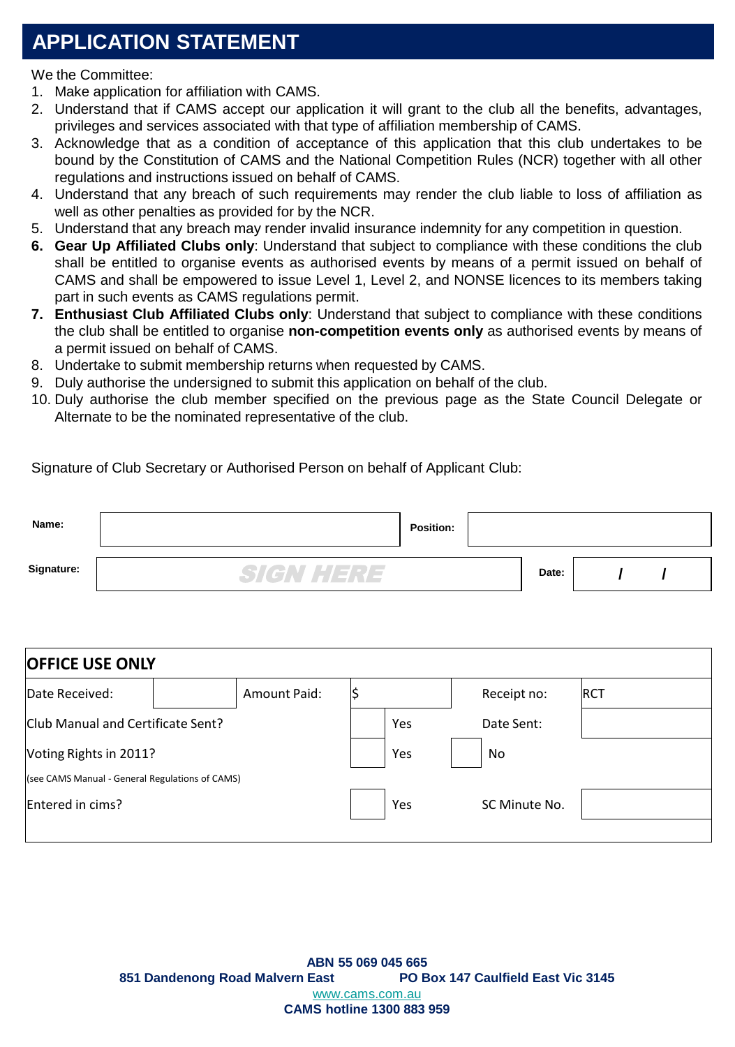## APPLICATION STATEMENT

We the Committee:

1. Make application for affiliation with CAMS.
2. Understand that if CAMS accept our application it will grant to the club all the benefits, advantages, privileges and services associated with that type of affiliation membership of CAMS.
3. Acknowledge that as a condition of acceptance of this application that this club undertakes to be bound by the Constitution of CAMS and the National Competition Rules (NCR) together with all other regulations and instructions issued on behalf of CAMS.
4. Understand that any breach of such requirements may render the club liable to loss of affiliation as well as other penalties as provided for by the NCR.
5. Understand that any breach may render invalid insurance indemnity for any competition in question.
6. **Gear Up Affiliated Clubs only**: Understand that subject to compliance with these conditions the club shall be entitled to organise events as authorised events by means of a permit issued on behalf of CAMS and shall be empowered to issue Level 1, Level 2, and NONSE licences to its members taking part in such events as CAMS regulations permit.
7. **Enthusiast Club Affiliated Clubs only**: Understand that subject to compliance with these conditions the club shall be entitled to organise **non-competition events only** as authorised events by means of a permit issued on behalf of CAMS.
8. Undertake to submit membership returns when requested by CAMS.
9. Duly authorise the undersigned to submit this application on behalf of the club.
10. Duly authorise the club member specified on the previous page as the State Council Delegate or Alternate to be the nominated representative of the club.

Signature of Club Secretary or Authorised Person on behalf of Applicant Club:

| | | | |
|---|---|---|---|
| **Name:** | | **Position:** | |
| **Signature:** | SIGN HERE | **Date:** | / / |

**OFFICE USE ONLY**

| | | | | | |
|---|---|---|---|---|---|
| Date Received: | | Amount Paid: | $ | Receipt no: | RCT |
| Club Manual and Certificate Sent? | | | Yes | Date Sent: | |
| Voting Rights in 2011? | | | Yes | No | |
| (see CAMS Manual - General Regulations of CAMS) | | | | | |
| Entered in cims? | | | Yes | SC Minute No. | |

**ABN 55 069 045 665**
**851 Dandenong Road Malvern East** **PO Box 147 Caulfield East Vic 3145**
www.cams.com.au
**CAMS hotline 1300 883 959**